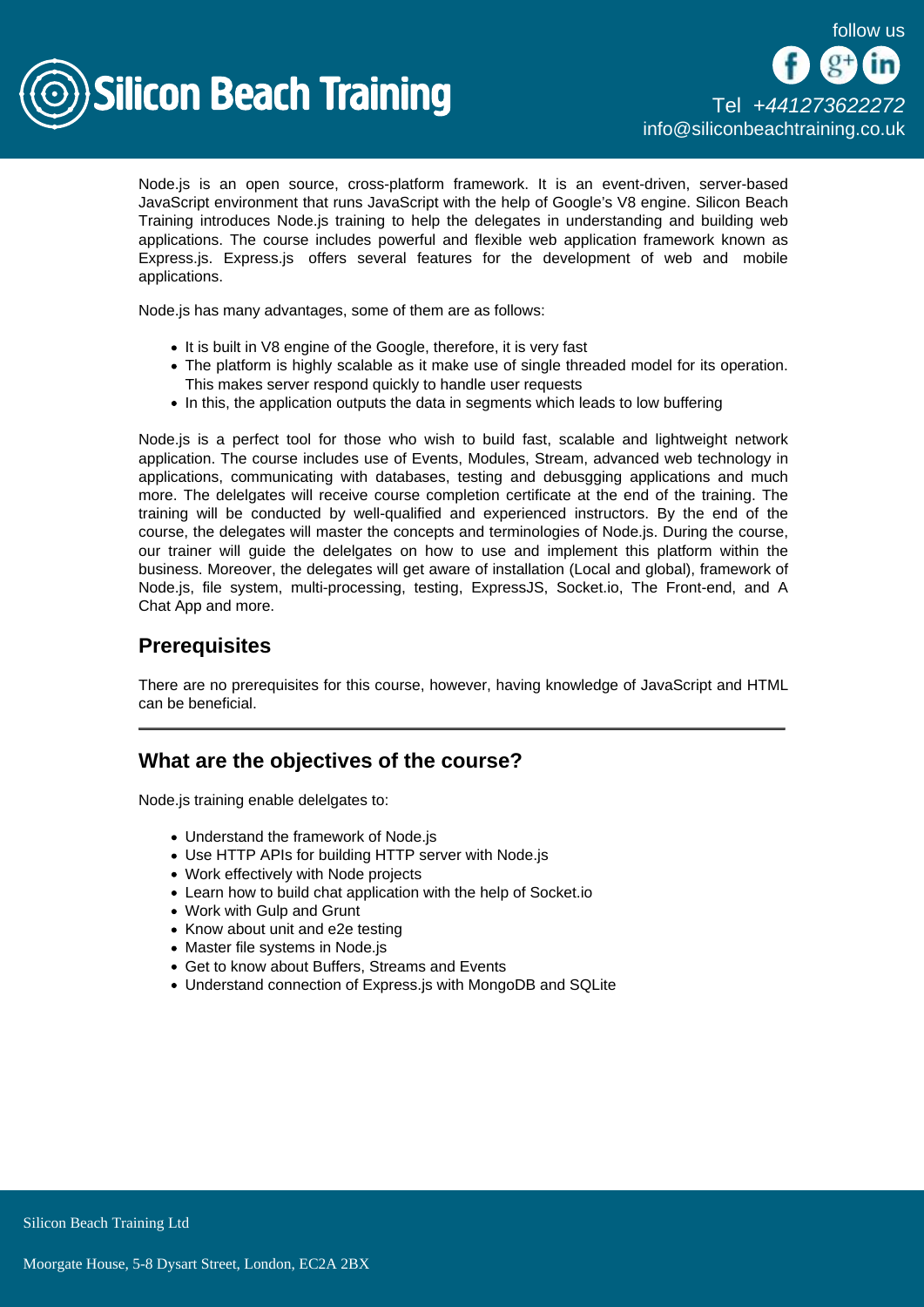Node.js is an open source, cross-platform framework. It is an event-driven, server-based JavaScript environment that runs JavaScript with the help of Google's V8 engine. Silicon Beach Training introduces Node.js training to help the delegates in understanding and building web applications. The course includes powerful and flexible web application framework known as Express.js. Express.js offers several features for the development of web and mobile applications.

Node.js has many advantages, some of them are as follows:

- It is built in V8 engine of the Google, therefore, it is very fast
- The platform is highly scalable as it make use of single threaded model for its operation. This makes server respond quickly to handle user requests
- In this, the application outputs the data in segments which leads to low buffering

Node.js is a perfect tool for those who wish to build fast, scalable and lightweight network application. The course includes use of Events, Modules, Stream, advanced web technology in applications, communicating with databases, testing and debusgging applications and much more. The delelgates will receive course completion certificate at the end of the training. The training will be conducted by well-qualified and experienced instructors. By the end of the course, the delegates will master the concepts and terminologies of Node.js. During the course, our trainer will guide the delelgates on how to use and implement this platform within the business. Moreover, the delegates will get aware of installation (Local and global), framework of Node.js, file system, multi-processing, testing, ExpressJS, Socket.io, The Front-end, and A Chat App and more.

## Prerequisites

There are no prerequisites for this course, however, having knowledge of JavaScript and HTML can be beneficial.

---

## What are the objectives of the course?

Node.js training enable delelgates to:

- Understand the framework of Node.js
- Use HTTP APIs for building HTTP server with Node.js
- Work effectively with Node projects
- Learn how to build chat application with the help of Socket.io
- Work with Gulp and Grunt
- Know about unit and e2e testing
- Master file systems in Node.js
- Get to know about Buffers, Streams and Events
- Understand connection of Express.js with MongoDB and SQLite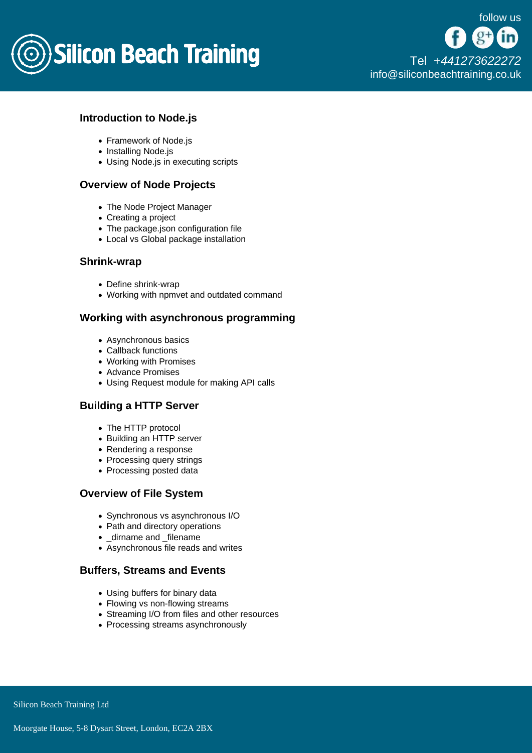## Introduction to Node.js

- Framework of Node.js
- Installing Node.js
- Using Node.js in executing scripts

## Overview of Node Projects

- The Node Project Manager
- Creating a project
- The package.json configuration file
- Local vs Global package installation

## Shrink-wrap

- Define shrink-wrap
- Working with npmvet and outdated command

## Working with asynchronous programming

- Asynchronous basics
- Callback functions
- Working with Promises
- Advance Promises
- Using Request module for making API calls

## Building a HTTP Server

- The HTTP protocol
- Building an HTTP server
- Rendering a response
- Processing query strings
- Processing posted data

## Overview of File System

- Synchronous vs asynchronous I/O
- Path and directory operations
- _dirname and _filename
- Asynchronous file reads and writes

## Buffers, Streams and Events

- Using buffers for binary data
- Flowing vs non-flowing streams
- Streaming I/O from files and other resources
- Processing streams asynchronously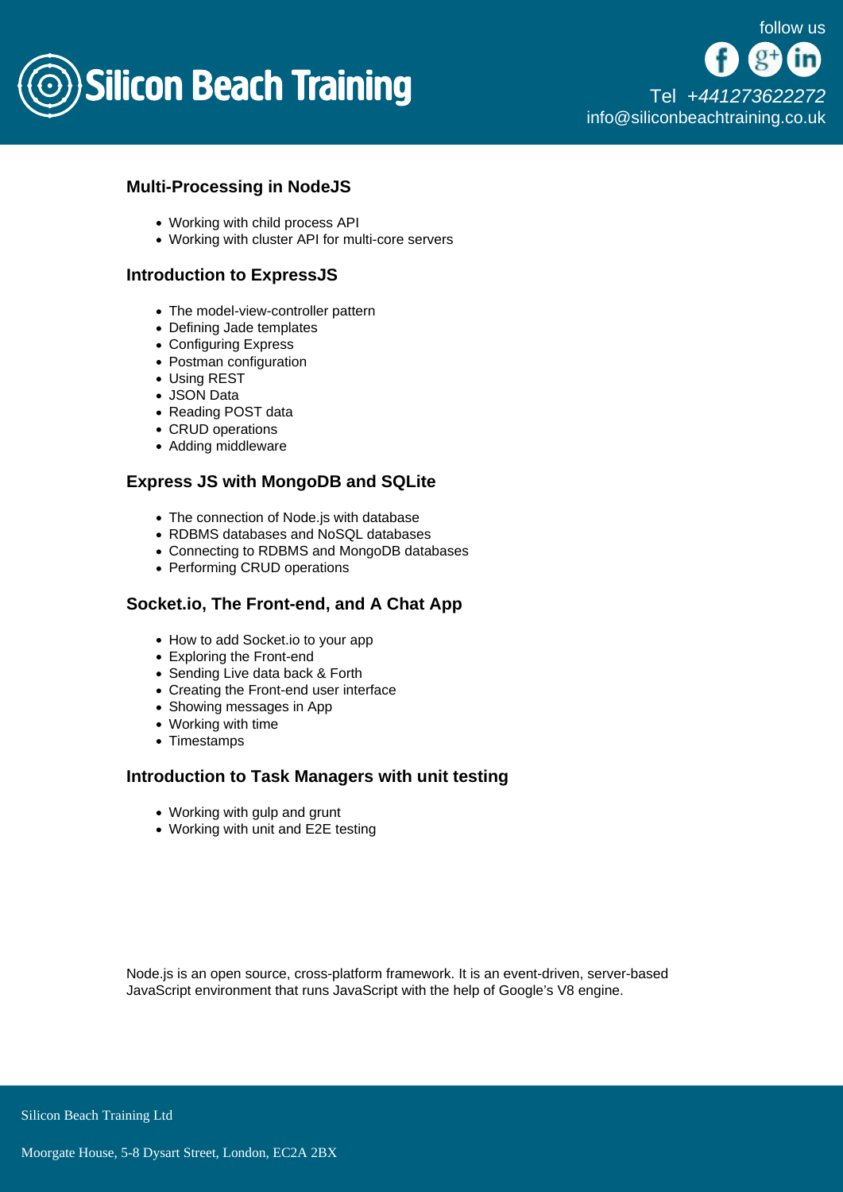### Multi-Processing in NodeJS

- Working with child process API
- Working with cluster API for multi-core servers

### Introduction to ExpressJS

- The model-view-controller pattern
- Defining Jade templates
- Configuring Express
- Postman configuration
- Using REST
- JSON Data
- Reading POST data
- CRUD operations
- Adding middleware

### Express JS with MongoDB and SQLite

- The connection of Node.js with database
- RDBMS databases and NoSQL databases
- Connecting to RDBMS and MongoDB databases
- Performing CRUD operations

### Socket.io, The Front-end, and A Chat App

- How to add Socket.io to your app
- Exploring the Front-end
- Sending Live data back & Forth
- Creating the Front-end user interface
- Showing messages in App
- Working with time
- Timestamps

### Introduction to Task Managers with unit testing

- Working with gulp and grunt
- Working with unit and E2E testing

Node.js is an open source, cross-platform framework. It is an event-driven, server-based JavaScript environment that runs JavaScript with the help of Google's V8 engine.